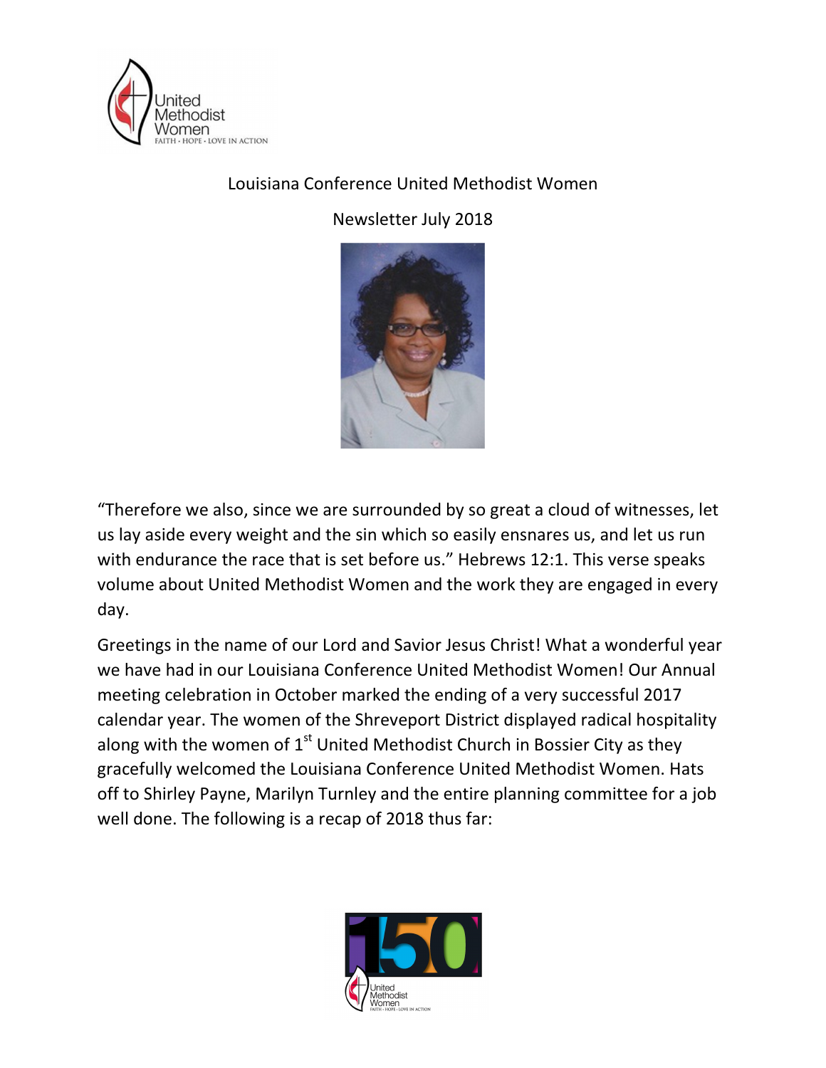Louisiana Conference United Methodist Women

Newsletter July 2018

“Therefore we also, since we are surrounded by so great a cloud of witnesses, let us lay aside every weight and the sin which so easily ensnares us, and let us run with endurance the race that is set before us.” Hebrews 12:1. This verse speaks volume about United Methodist Women and the work they are engaged in every day.

Greetings in the name of our Lord and Savior Jesus Christ! What a wonderful year we have had in our Louisiana Conference United Methodist Women! Our Annual meeting celebration in October marked the ending of a very successful 2017 calendar year. The women of the Shreveport District displayed radical hospitality along with the women of 1st United Methodist Church in Bossier City as they gracefully welcomed the Louisiana Conference United Methodist Women. Hats off to Shirley Payne, Marilyn Turnley and the entire planning committee for a job well done. The following is a recap of 2018 thus far: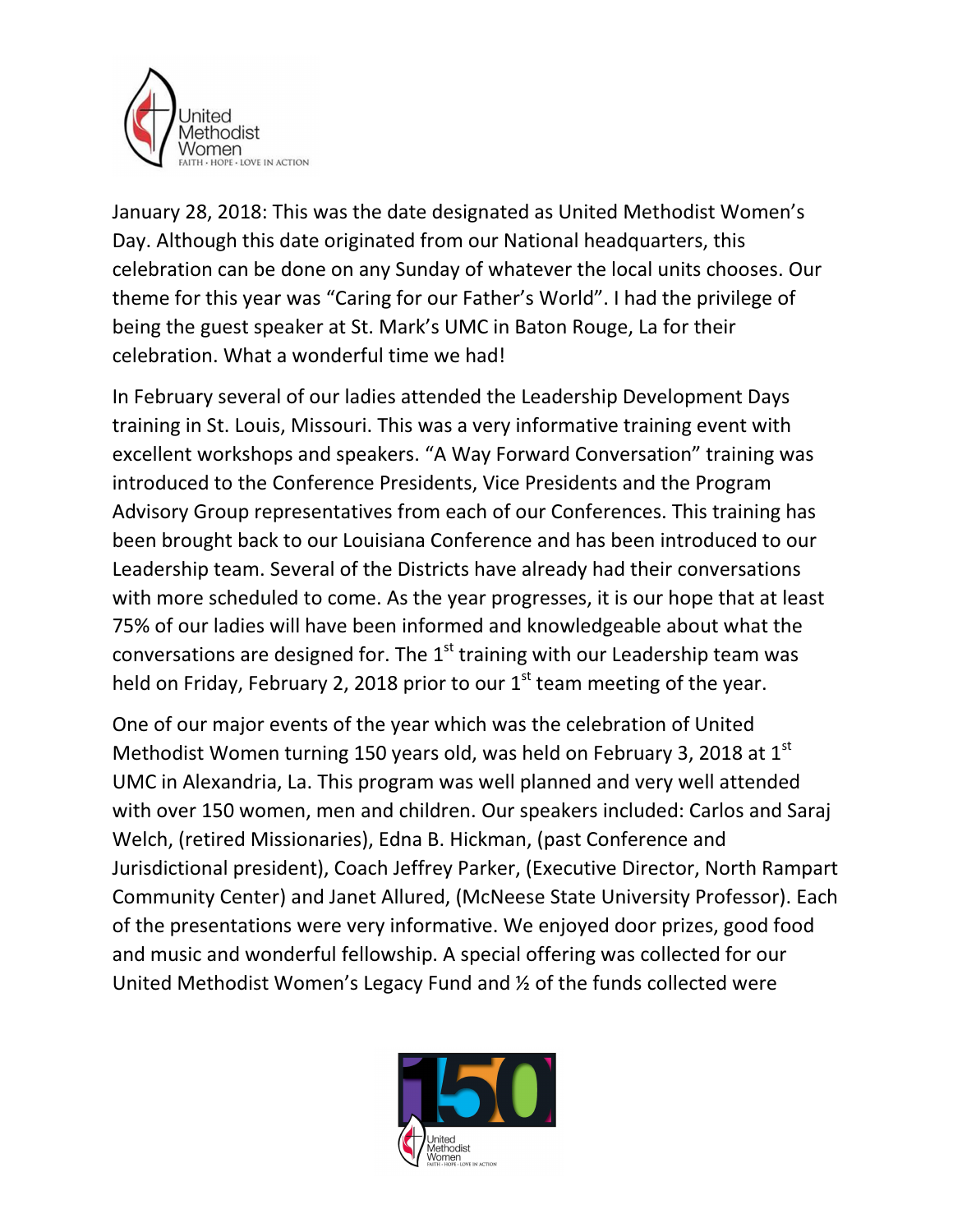January 28, 2018: This was the date designated as United Methodist Women's Day. Although this date originated from our National headquarters, this celebration can be done on any Sunday of whatever the local units chooses. Our theme for this year was "Caring for our Father's World". I had the privilege of being the guest speaker at St. Mark's UMC in Baton Rouge, La for their celebration. What a wonderful time we had!

In February several of our ladies attended the Leadership Development Days training in St. Louis, Missouri. This was a very informative training event with excellent workshops and speakers. "A Way Forward Conversation" training was introduced to the Conference Presidents, Vice Presidents and the Program Advisory Group representatives from each of our Conferences. This training has been brought back to our Louisiana Conference and has been introduced to our Leadership team. Several of the Districts have already had their conversations with more scheduled to come. As the year progresses, it is our hope that at least 75% of our ladies will have been informed and knowledgeable about what the conversations are designed for. The 1st training with our Leadership team was held on Friday, February 2, 2018 prior to our 1st team meeting of the year.

One of our major events of the year which was the celebration of United Methodist Women turning 150 years old, was held on February 3, 2018 at 1st UMC in Alexandria, La. This program was well planned and very well attended with over 150 women, men and children. Our speakers included: Carlos and Saraj Welch, (retired Missionaries), Edna B. Hickman, (past Conference and Jurisdictional president), Coach Jeffrey Parker, (Executive Director, North Rampart Community Center) and Janet Allured, (McNeese State University Professor). Each of the presentations were very informative. We enjoyed door prizes, good food and music and wonderful fellowship. A special offering was collected for our United Methodist Women's Legacy Fund and ½ of the funds collected were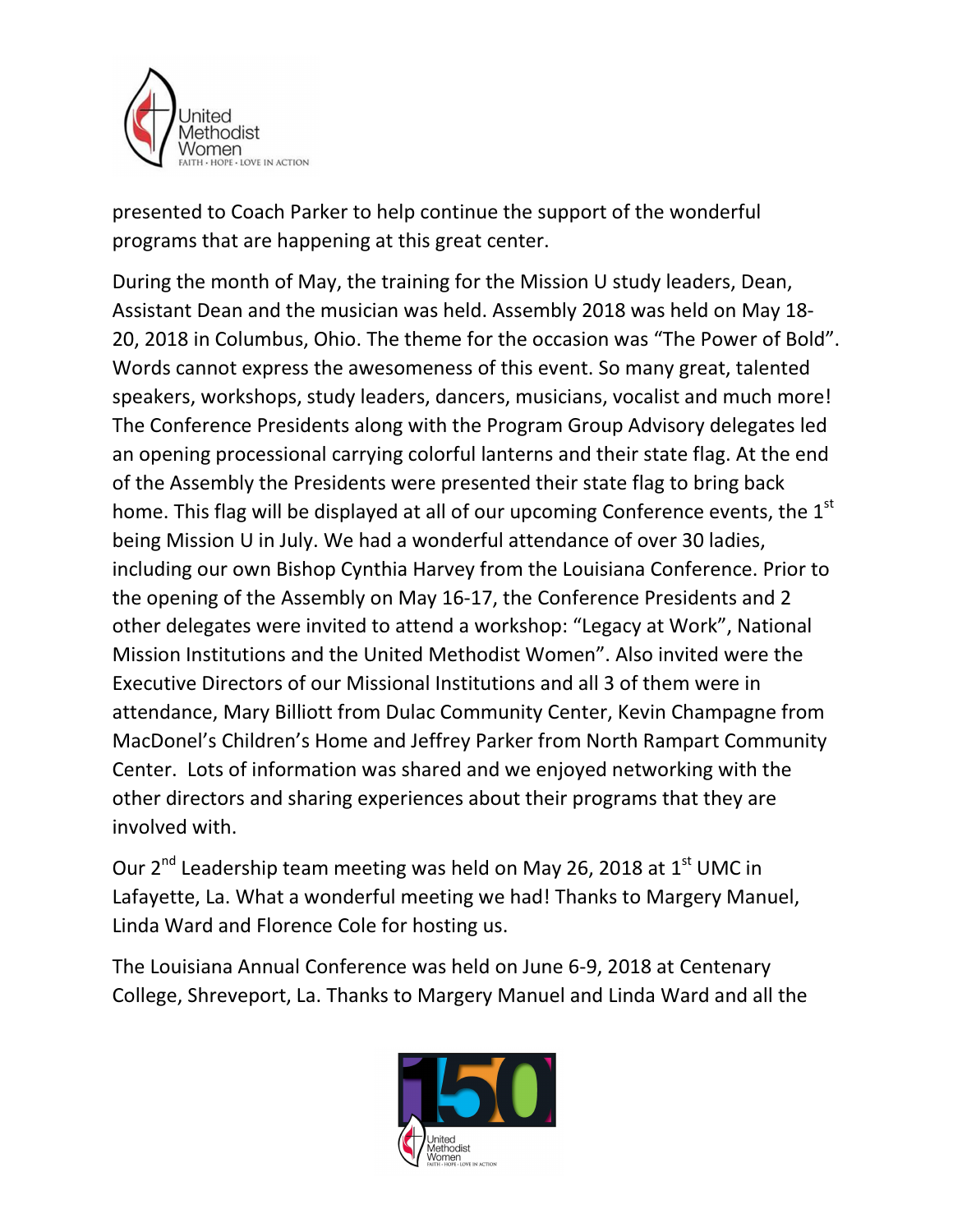presented to Coach Parker to help continue the support of the wonderful programs that are happening at this great center.

During the month of May, the training for the Mission U study leaders, Dean, Assistant Dean and the musician was held. Assembly 2018 was held on May 18-20, 2018 in Columbus, Ohio. The theme for the occasion was "The Power of Bold". Words cannot express the awesomeness of this event. So many great, talented speakers, workshops, study leaders, dancers, musicians, vocalist and much more! The Conference Presidents along with the Program Group Advisory delegates led an opening processional carrying colorful lanterns and their state flag. At the end of the Assembly the Presidents were presented their state flag to bring back home. This flag will be displayed at all of our upcoming Conference events, the 1st being Mission U in July. We had a wonderful attendance of over 30 ladies, including our own Bishop Cynthia Harvey from the Louisiana Conference. Prior to the opening of the Assembly on May 16-17, the Conference Presidents and 2 other delegates were invited to attend a workshop: "Legacy at Work", National Mission Institutions and the United Methodist Women". Also invited were the Executive Directors of our Missional Institutions and all 3 of them were in attendance, Mary Billiott from Dulac Community Center, Kevin Champagne from MacDonel's Children's Home and Jeffrey Parker from North Rampart Community Center. Lots of information was shared and we enjoyed networking with the other directors and sharing experiences about their programs that they are involved with.

Our 2nd Leadership team meeting was held on May 26, 2018 at 1st UMC in Lafayette, La. What a wonderful meeting we had! Thanks to Margery Manuel, Linda Ward and Florence Cole for hosting us.

The Louisiana Annual Conference was held on June 6-9, 2018 at Centenary College, Shreveport, La. Thanks to Margery Manuel and Linda Ward and all the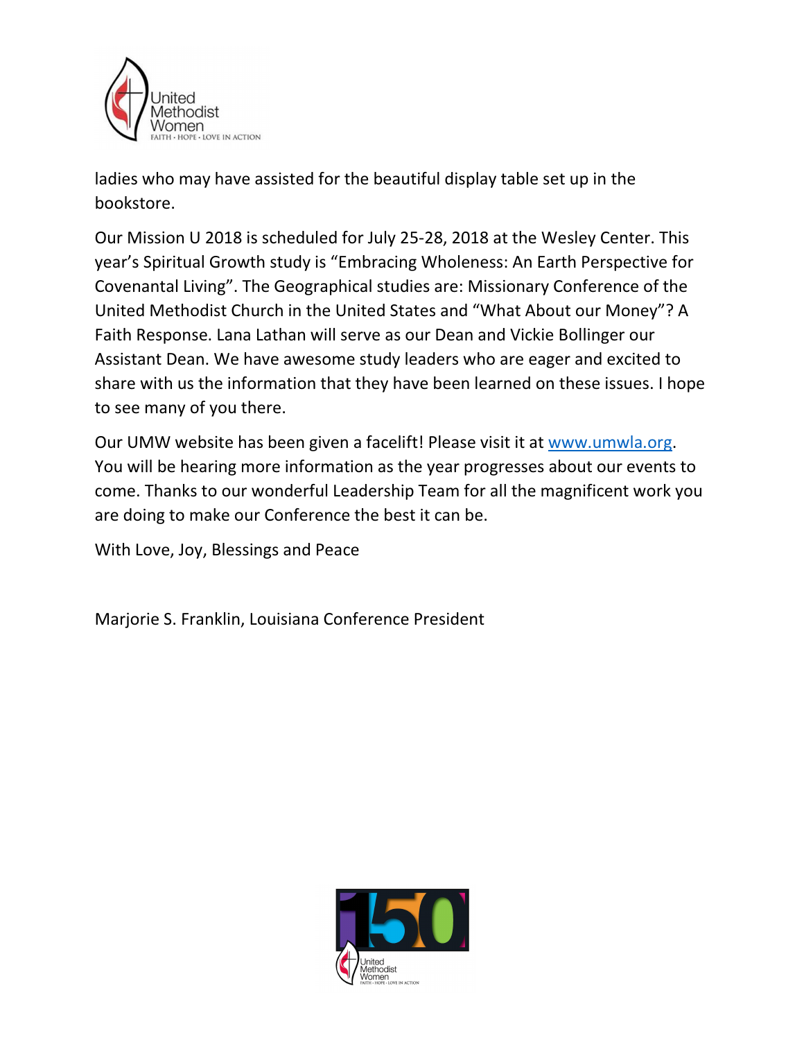ladies who may have assisted for the beautiful display table set up in the bookstore.

Our Mission U 2018 is scheduled for July 25-28, 2018 at the Wesley Center. This year's Spiritual Growth study is "Embracing Wholeness: An Earth Perspective for Covenantal Living". The Geographical studies are: Missionary Conference of the United Methodist Church in the United States and "What About our Money"? A Faith Response. Lana Lathan will serve as our Dean and Vickie Bollinger our Assistant Dean. We have awesome study leaders who are eager and excited to share with us the information that they have been learned on these issues. I hope to see many of you there.

Our UMW website has been given a facelift! Please visit it at [www.umwla.org](http://www.umwla.org). You will be hearing more information as the year progresses about our events to come. Thanks to our wonderful Leadership Team for all the magnificent work you are doing to make our Conference the best it can be.

With Love, Joy, Blessings and Peace

Marjorie S. Franklin, Louisiana Conference President